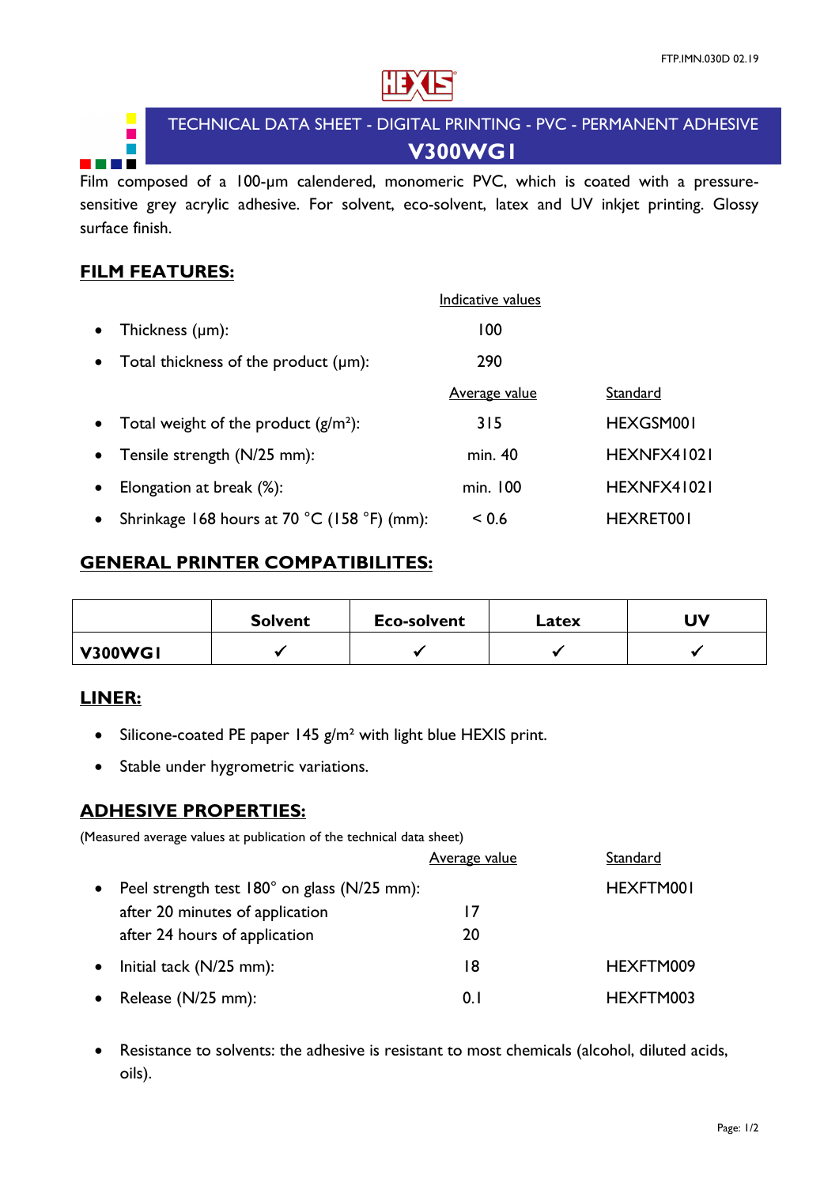# TECHNICAL DATA SHEET - DIGITAL PRINTING - PVC - PERMANENT ADHESIVE

## V300WG1

Film composed of a 100-µm calendered, monomeric PVC, which is coated with a pressure-sensitive grey acrylic adhesive. For solvent, eco-solvent, latex and UV inkjet printing. Glossy surface finish.

## FILM FEATURES:

| | Indicative values | |
|---|---|---|
| • Thickness (µm): | 100 | |
| • Total thickness of the product (µm): | 290 | |
| | **Average value** | **Standard** |
| • Total weight of the product (g/m²): | 315 | HEXGSM001 |
| • Tensile strength (N/25 mm): | min. 40 | HEXNFX41021 |
| • Elongation at break (%): | min. 100 | HEXNFX41021 |
| • Shrinkage 168 hours at 70 °C (158 °F) (mm): | < 0.6 | HEXRET001 |

## GENERAL PRINTER COMPATIBILITES:

| | Solvent | Eco-solvent | Latex | UV |
|---|---|---|---|---|
| **V300WG1** | ✓ | ✓ | ✓ | ✓ |

## LINER:

- Silicone-coated PE paper 145 g/m² with light blue HEXIS print.
- Stable under hygrometric variations.

## ADHESIVE PROPERTIES:

(Measured average values at publication of the technical data sheet)

| | Average value | Standard |
|---|---|---|
| • Peel strength test 180° on glass (N/25 mm): | | HEXFTM001 |
| after 20 minutes of application | 17 | |
| after 24 hours of application | 20 | |
| • Initial tack (N/25 mm): | 18 | HEXFTM009 |
| • Release (N/25 mm): | 0.1 | HEXFTM003 |

- Resistance to solvents: the adhesive is resistant to most chemicals (alcohol, diluted acids, oils).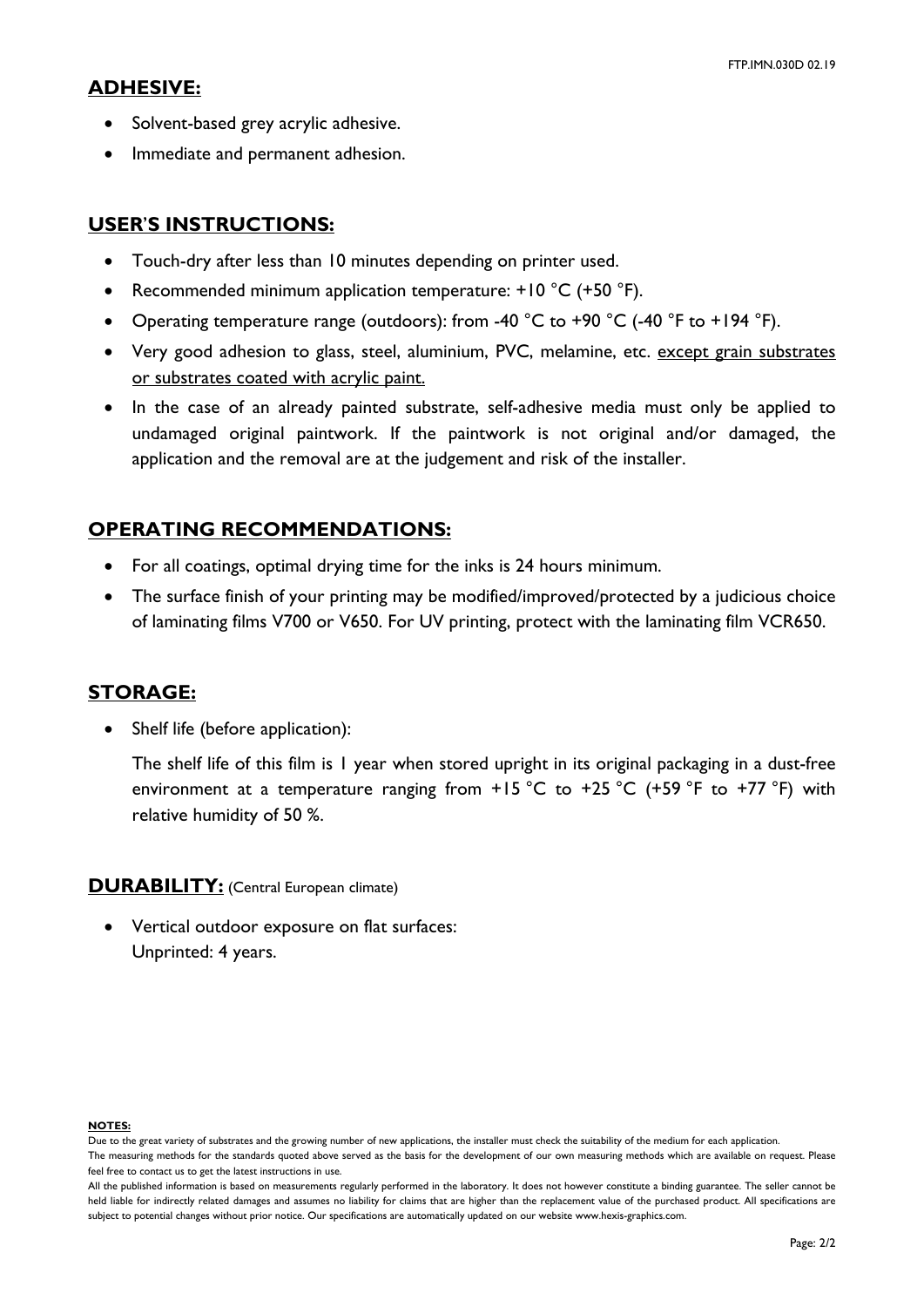## ADHESIVE:

- Solvent-based grey acrylic adhesive.
- Immediate and permanent adhesion.

## USER'S INSTRUCTIONS:

- Touch-dry after less than 10 minutes depending on printer used.
- Recommended minimum application temperature: +10 °C (+50 °F).
- Operating temperature range (outdoors): from -40 °C to +90 °C (-40 °F to +194 °F).
- Very good adhesion to glass, steel, aluminium, PVC, melamine, etc. except grain substrates or substrates coated with acrylic paint.
- In the case of an already painted substrate, self-adhesive media must only be applied to undamaged original paintwork. If the paintwork is not original and/or damaged, the application and the removal are at the judgement and risk of the installer.

## OPERATING RECOMMENDATIONS:

- For all coatings, optimal drying time for the inks is 24 hours minimum.
- The surface finish of your printing may be modified/improved/protected by a judicious choice of laminating films V700 or V650. For UV printing, protect with the laminating film VCR650.

## STORAGE:

- Shelf life (before application):

  The shelf life of this film is 1 year when stored upright in its original packaging in a dust-free environment at a temperature ranging from +15 °C to +25 °C (+59 °F to +77 °F) with relative humidity of 50 %.

## DURABILITY: (Central European climate)

- Vertical outdoor exposure on flat surfaces:
  Unprinted: 4 years.

**NOTES:**

Due to the great variety of substrates and the growing number of new applications, the installer must check the suitability of the medium for each application.

The measuring methods for the standards quoted above served as the basis for the development of our own measuring methods which are available on request. Please feel free to contact us to get the latest instructions in use.

All the published information is based on measurements regularly performed in the laboratory. It does not however constitute a binding guarantee. The seller cannot be held liable for indirectly related damages and assumes no liability for claims that are higher than the replacement value of the purchased product. All specifications are subject to potential changes without prior notice. Our specifications are automatically updated on our website www.hexis-graphics.com.